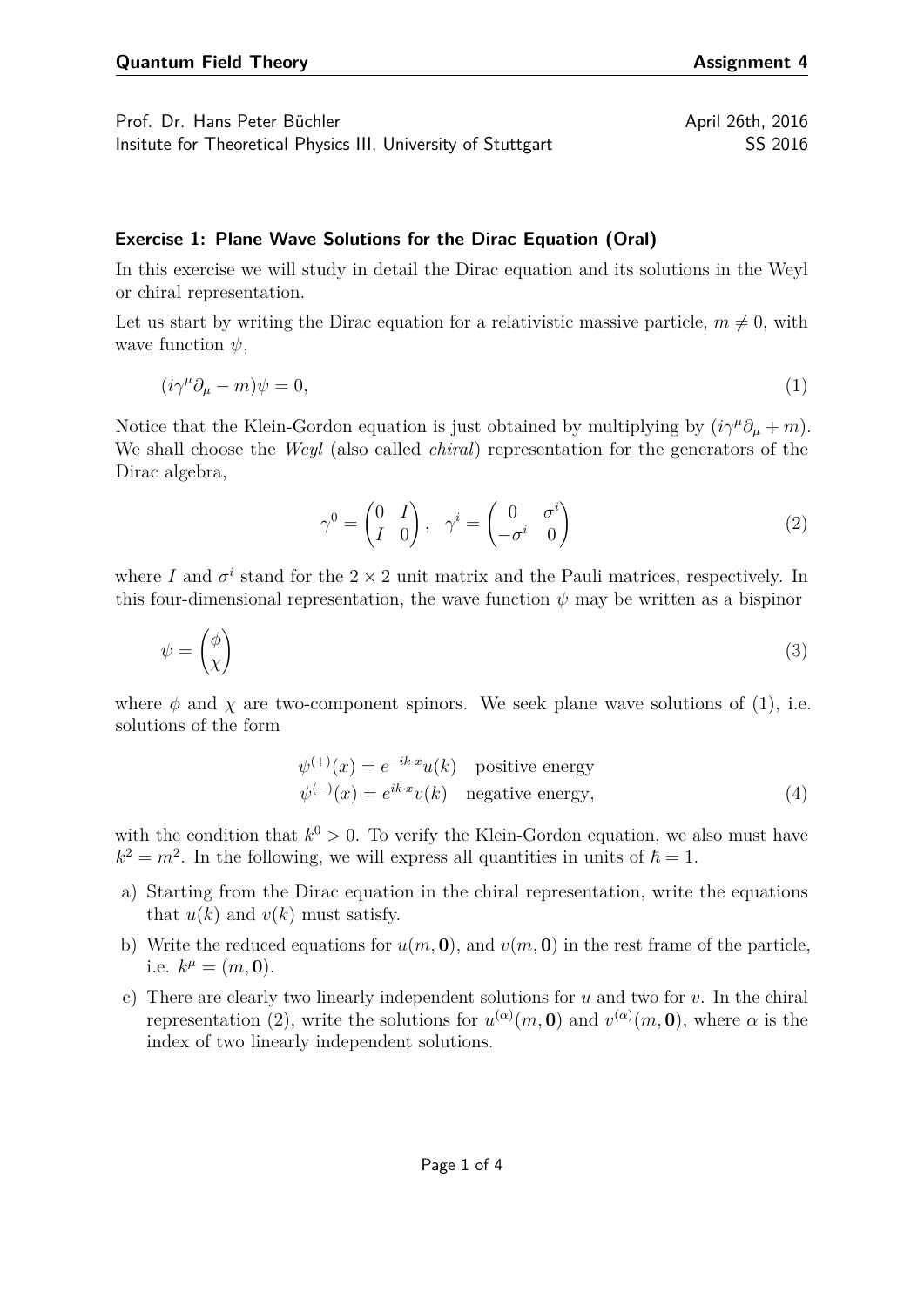**Quantum Field Theory** **Assignment 4**

Prof. Dr. Hans Peter Büchler April 26th, 2016
Insitute for Theoretical Physics III, University of Stuttgart SS 2016

### Exercise 1: Plane Wave Solutions for the Dirac Equation (Oral)

In this exercise we will study in detail the Dirac equation and its solutions in the Weyl or chiral representation.

Let us start by writing the Dirac equation for a relativistic massive particle, $m \neq 0$, with wave function $\psi$,

$$(i\gamma^\mu \partial_\mu - m)\psi = 0, \tag{1}$$

Notice that the Klein-Gordon equation is just obtained by multiplying by $(i\gamma^\mu \partial_\mu + m)$. We shall choose the *Weyl* (also called *chiral*) representation for the generators of the Dirac algebra,

$$\gamma^0 = \begin{pmatrix} 0 & I \\ I & 0 \end{pmatrix}, \quad \gamma^i = \begin{pmatrix} 0 & \sigma^i \\ -\sigma^i & 0 \end{pmatrix} \tag{2}$$

where $I$ and $\sigma^i$ stand for the $2 \times 2$ unit matrix and the Pauli matrices, respectively. In this four-dimensional representation, the wave function $\psi$ may be written as a bispinor

$$\psi = \begin{pmatrix} \phi \\ \chi \end{pmatrix} \tag{3}$$

where $\phi$ and $\chi$ are two-component spinors. We seek plane wave solutions of (1), i.e. solutions of the form

$$\begin{aligned} \psi^{(+)}(x) &= e^{-ik\cdot x} u(k) \quad \text{positive energy} \\ \psi^{(-)}(x) &= e^{ik\cdot x} v(k) \quad \text{negative energy,} \end{aligned} \tag{4}$$

with the condition that $k^0 > 0$. To verify the Klein-Gordon equation, we also must have $k^2 = m^2$. In the following, we will express all quantities in units of $\hbar = 1$.

a) Starting from the Dirac equation in the chiral representation, write the equations that $u(k)$ and $v(k)$ must satisfy.

b) Write the reduced equations for $u(m, \mathbf{0})$, and $v(m, \mathbf{0})$ in the rest frame of the particle, i.e. $k^\mu = (m, \mathbf{0})$.

c) There are clearly two linearly independent solutions for $u$ and two for $v$. In the chiral representation (2), write the solutions for $u^{(\alpha)}(m, \mathbf{0})$ and $v^{(\alpha)}(m, \mathbf{0})$, where $\alpha$ is the index of two linearly independent solutions.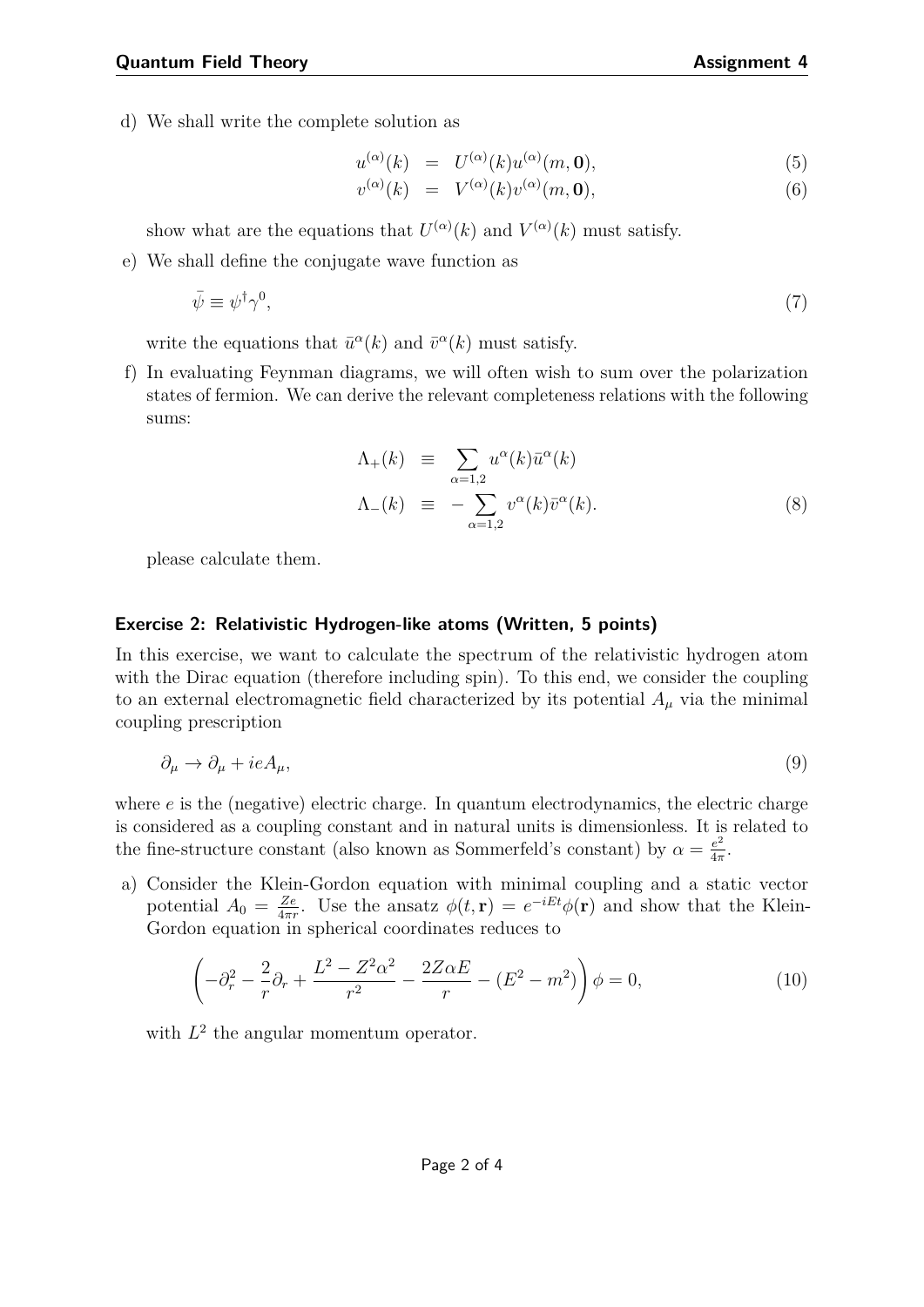d) We shall write the complete solution as

$$
\begin{aligned}
u^{(\alpha)}(k) &= U^{(\alpha)}(k)u^{(\alpha)}(m, \mathbf{0}), && (5)\\
v^{(\alpha)}(k) &= V^{(\alpha)}(k)v^{(\alpha)}(m, \mathbf{0}), && (6)
\end{aligned}
$$

show what are the equations that $U^{(\alpha)}(k)$ and $V^{(\alpha)}(k)$ must satisfy.

e) We shall define the conjugate wave function as

$$
\bar{\psi} \equiv \psi^{\dagger}\gamma^{0}, \tag{7}
$$

write the equations that $\bar{u}^{\alpha}(k)$ and $\bar{v}^{\alpha}(k)$ must satisfy.

f) In evaluating Feynman diagrams, we will often wish to sum over the polarization states of fermion. We can derive the relevant completeness relations with the following sums:

$$
\begin{aligned}
\Lambda_{+}(k) &\equiv \sum_{\alpha=1,2} u^{\alpha}(k)\bar{u}^{\alpha}(k)\\
\Lambda_{-}(k) &\equiv -\sum_{\alpha=1,2} v^{\alpha}(k)\bar{v}^{\alpha}(k).
\end{aligned} \tag{8}
$$

please calculate them.

### Exercise 2: Relativistic Hydrogen-like atoms (Written, 5 points)

In this exercise, we want to calculate the spectrum of the relativistic hydrogen atom with the Dirac equation (therefore including spin). To this end, we consider the coupling to an external electromagnetic field characterized by its potential $A_\mu$ via the minimal coupling prescription

$$
\partial_\mu \to \partial_\mu + ieA_\mu, \tag{9}
$$

where $e$ is the (negative) electric charge. In quantum electrodynamics, the electric charge is considered as a coupling constant and in natural units is dimensionless. It is related to the fine-structure constant (also known as Sommerfeld's constant) by $\alpha = \frac{e^2}{4\pi}$.

a) Consider the Klein-Gordon equation with minimal coupling and a static vector potential $A_0 = \frac{Ze}{4\pi r}$. Use the ansatz $\phi(t, \mathbf{r}) = e^{-iEt}\phi(\mathbf{r})$ and show that the Klein-Gordon equation in spherical coordinates reduces to

$$
\left(-\partial_r^2 - \frac{2}{r}\partial_r + \frac{L^2 - Z^2\alpha^2}{r^2} - \frac{2Z\alpha E}{r} - (E^2 - m^2)\right)\phi = 0, \tag{10}
$$

with $L^2$ the angular momentum operator.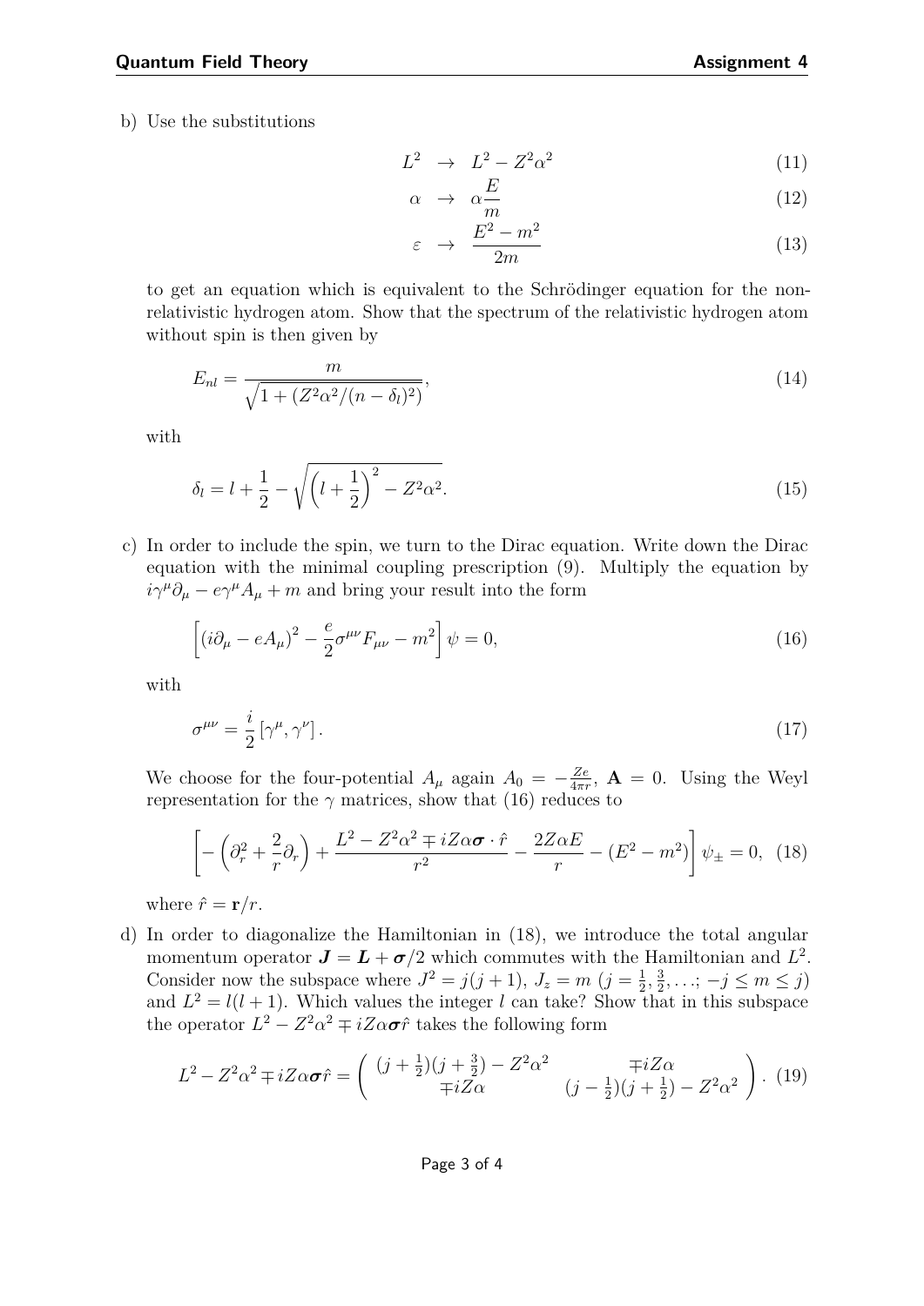b) Use the substitutions

$$
\begin{aligned}
L^2 &\to L^2 - Z^2\alpha^2 && (11)\\
\alpha &\to \alpha\frac{E}{m} && (12)\\
\varepsilon &\to \frac{E^2 - m^2}{2m} && (13)
\end{aligned}
$$

to get an equation which is equivalent to the Schrödinger equation for the non-relativistic hydrogen atom. Show that the spectrum of the relativistic hydrogen atom without spin is then given by

$$
E_{nl} = \frac{m}{\sqrt{1 + (Z^2\alpha^2/(n-\delta_l)^2)}}, \tag{14}
$$

with

$$
\delta_l = l + \frac{1}{2} - \sqrt{\left(l + \frac{1}{2}\right)^2 - Z^2\alpha^2}. \tag{15}
$$

c) In order to include the spin, we turn to the Dirac equation. Write down the Dirac equation with the minimal coupling prescription (9). Multiply the equation by $i\gamma^\mu\partial_\mu - e\gamma^\mu A_\mu + m$ and bring your result into the form

$$
\left[(i\partial_\mu - eA_\mu)^2 - \frac{e}{2}\sigma^{\mu\nu}F_{\mu\nu} - m^2\right]\psi = 0, \tag{16}
$$

with

$$
\sigma^{\mu\nu} = \frac{i}{2}\left[\gamma^\mu, \gamma^\nu\right]. \tag{17}
$$

We choose for the four-potential $A_\mu$ again $A_0 = -\frac{Ze}{4\pi r}$, $\mathbf{A} = 0$. Using the Weyl representation for the $\gamma$ matrices, show that (16) reduces to

$$
\left[-\left(\partial_r^2 + \frac{2}{r}\partial_r\right) + \frac{L^2 - Z^2\alpha^2 \mp iZ\alpha\boldsymbol{\sigma}\cdot\hat{r}}{r^2} - \frac{2Z\alpha E}{r} - (E^2 - m^2)\right]\psi_\pm = 0, \tag{18}
$$

where $\hat{r} = \mathbf{r}/r$.

d) In order to diagonalize the Hamiltonian in (18), we introduce the total angular momentum operator $\boldsymbol{J} = \boldsymbol{L} + \boldsymbol{\sigma}/2$ which commutes with the Hamiltonian and $L^2$. Consider now the subspace where $J^2 = j(j+1)$, $J_z = m$ ($j = \frac{1}{2}, \frac{3}{2}, \ldots; -j \le m \le j$) and $L^2 = l(l+1)$. Which values the integer $l$ can take? Show that in this subspace the operator $L^2 - Z^2\alpha^2 \mp iZ\alpha\boldsymbol{\sigma}\hat{r}$ takes the following form

$$
L^2 - Z^2\alpha^2 \mp iZ\alpha\boldsymbol{\sigma}\hat{r} = \begin{pmatrix} (j+\frac{1}{2})(j+\frac{3}{2}) - Z^2\alpha^2 & \mp iZ\alpha \\ \mp iZ\alpha & (j-\frac{1}{2})(j+\frac{1}{2}) - Z^2\alpha^2 \end{pmatrix}. \tag{19}
$$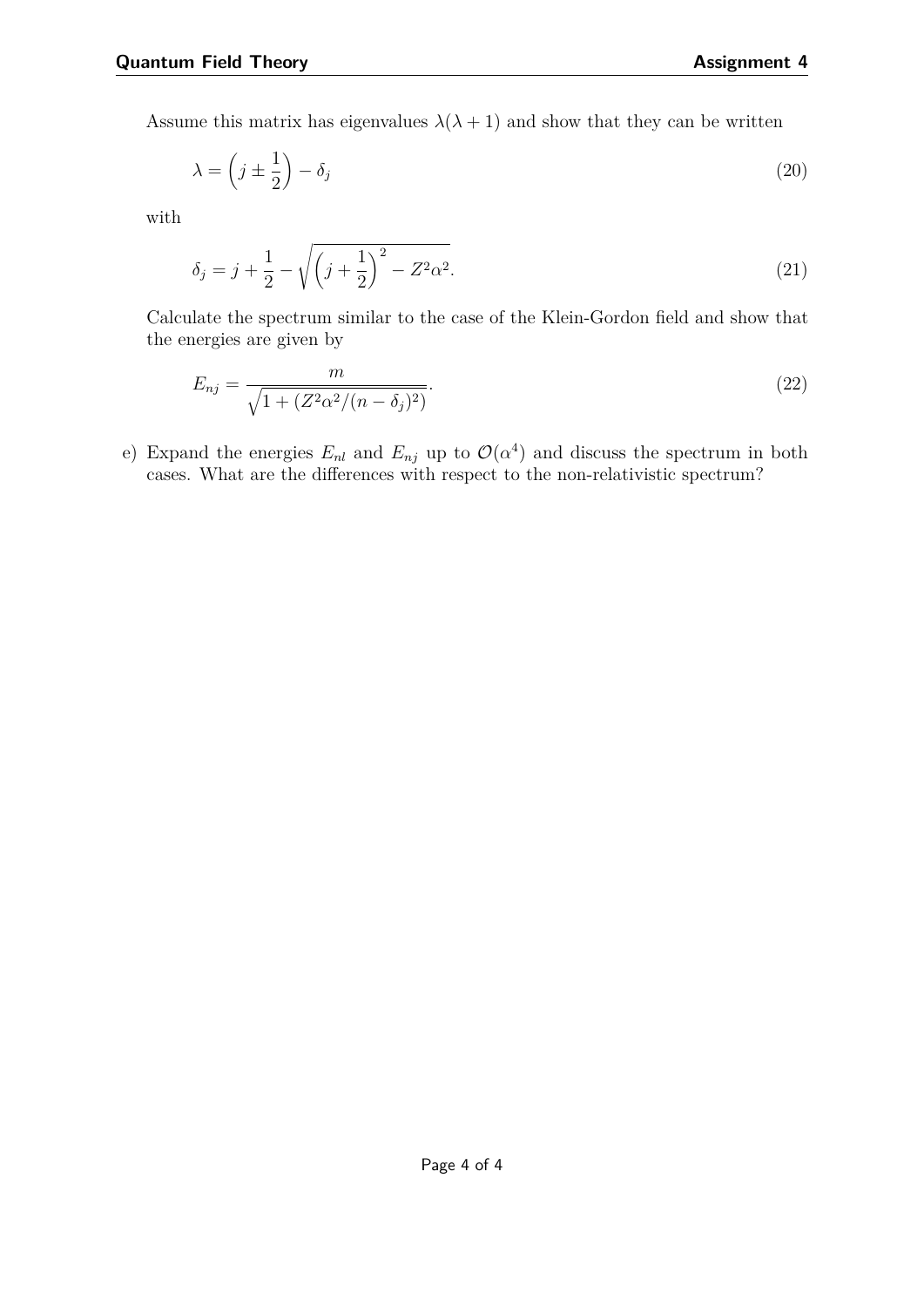Assume this matrix has eigenvalues $\lambda(\lambda + 1)$ and show that they can be written

$$\lambda = \left(j \pm \frac{1}{2}\right) - \delta_j \tag{20}$$

with

$$\delta_j = j + \frac{1}{2} - \sqrt{\left(j + \frac{1}{2}\right)^2 - Z^2\alpha^2}. \tag{21}$$

Calculate the spectrum similar to the case of the Klein-Gordon field and show that the energies are given by

$$E_{nj} = \frac{m}{\sqrt{1 + (Z^2\alpha^2/(n - \delta_j)^2)}}. \tag{22}$$

e) Expand the energies $E_{nl}$ and $E_{nj}$ up to $\mathcal{O}(\alpha^4)$ and discuss the spectrum in both cases. What are the differences with respect to the non-relativistic spectrum?